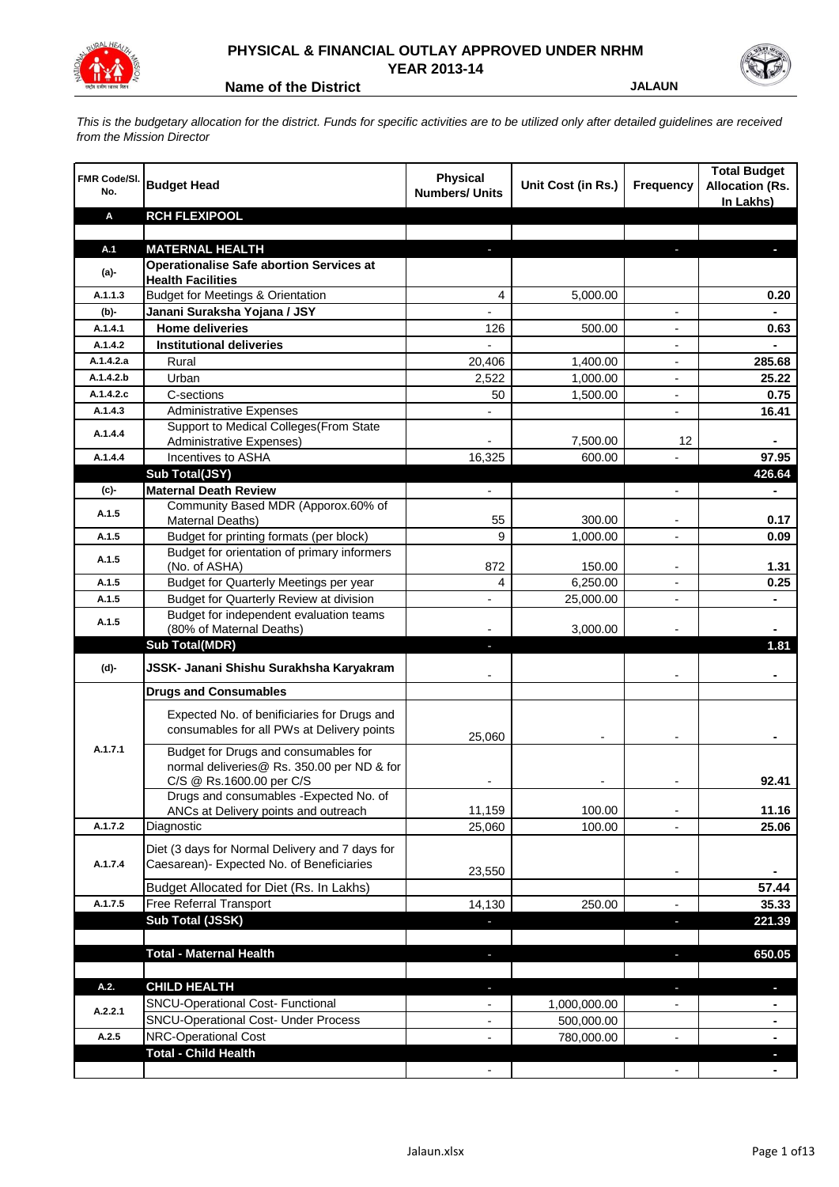# PHYSICAL & FINANCIAL OUTLAY APPROVED UNDER NRHM

## YEAR 2013-14

**Name of the District** **JALAUN**

*This is the budgetary allocation for the district. Funds for specific activities are to be utilized only after detailed guidelines are received from the Mission Director*

| FMR Code/Sl. No. | Budget Head | Physical Numbers/ Units | Unit Cost (in Rs.) | Frequency | Total Budget Allocation (Rs. In Lakhs) |
|---|---|---|---|---|---|
| **A** | **RCH FLEXIPOOL** | | | | |
| | | | | | |
| **A.1** | **MATERNAL HEALTH** | - | | - | - |
| **(a)-** | **Operationalise Safe abortion Services at Health Facilities** | | | | |
| A.1.1.3 | Budget for Meetings & Orientation | 4 | 5,000.00 | | 0.20 |
| **(b)-** | **Janani Suraksha Yojana / JSY** | - | | - | - |
| A.1.4.1 | **Home deliveries** | 126 | 500.00 | - | 0.63 |
| A.1.4.2 | **Institutional deliveries** | - | | - | - |
| A.1.4.2.a | Rural | 20,406 | 1,400.00 | - | 285.68 |
| A.1.4.2.b | Urban | 2,522 | 1,000.00 | - | 25.22 |
| A.1.4.2.c | C-sections | 50 | 1,500.00 | - | 0.75 |
| A.1.4.3 | Administrative Expenses | - | | - | 16.41 |
| A.1.4.4 | Support to Medical Colleges(From State Administrative Expenses) | - | 7,500.00 | 12 | - |
| A.1.4.4 | Incentives to ASHA | 16,325 | 600.00 | - | 97.95 |
| | **Sub Total(JSY)** | | | | **426.64** |
| **(c)-** | **Maternal Death Review** | - | | - | - |
| A.1.5 | Community Based MDR (Apporox.60% of Maternal Deaths) | 55 | 300.00 | - | 0.17 |
| A.1.5 | Budget for printing formats (per block) | 9 | 1,000.00 | - | 0.09 |
| A.1.5 | Budget for orientation of primary informers (No. of ASHA) | 872 | 150.00 | - | 1.31 |
| A.1.5 | Budget for Quarterly Meetings per year | 4 | 6,250.00 | - | 0.25 |
| A.1.5 | Budget for Quarterly Review at division | - | 25,000.00 | - | - |
| A.1.5 | Budget for independent evaluation teams (80% of Maternal Deaths) | - | 3,000.00 | - | - |
| | **Sub Total(MDR)** | - | | | **1.81** |
| **(d)-** | **JSSK- Janani Shishu Surakhsha Karyakram** | - | | - | - |
| | **Drugs and Consumables** | | | | |
| A.1.7.1 | Expected No. of benificiaries for Drugs and consumables for all PWs at Delivery points | 25,060 | - | - | - |
| | Budget for Drugs and consumables for normal deliveries@ Rs. 350.00 per ND & for C/S @ Rs.1600.00 per C/S | - | - | - | 92.41 |
| | Drugs and consumables -Expected No. of ANCs at Delivery points and outreach | 11,159 | 100.00 | - | 11.16 |
| A.1.7.2 | Diagnostic | 25,060 | 100.00 | - | 25.06 |
| A.1.7.4 | Diet (3 days for Normal Delivery and 7 days for Caesarean)- Expected No. of Beneficiaries | 23,550 | | - | - |
| | Budget Allocated for Diet (Rs. In Lakhs) | | | | 57.44 |
| A.1.7.5 | Free Referral Transport | 14,130 | 250.00 | - | 35.33 |
| | **Sub Total (JSSK)** | - | | - | **221.39** |
| | | | | | |
| | **Total - Maternal Health** | - | | - | **650.05** |
| | | | | | |
| **A.2.** | **CHILD HEALTH** | - | | - | - |
| A.2.2.1 | SNCU-Operational Cost- Functional | - | 1,000,000.00 | - | - |
| | SNCU-Operational Cost- Under Process | - | 500,000.00 | | - |
| A.2.5 | NRC-Operational Cost | - | 780,000.00 | - | - |
| | **Total - Child Health** | | | | - |
| | | - | | - | - |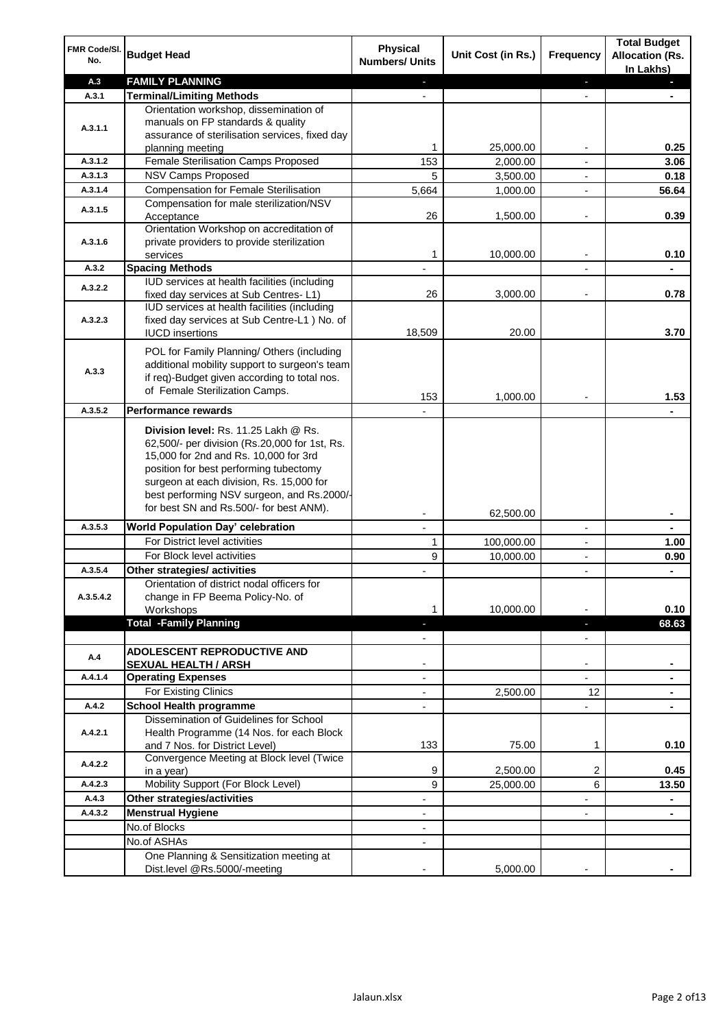| FMR Code/Sl. No. | Budget Head | Physical Numbers/ Units | Unit Cost (in Rs.) | Frequency | Total Budget Allocation (Rs. In Lakhs) |
|---|---|---|---|---|---|
| A.3 | **FAMILY PLANNING** | - | | - | - |
| A.3.1 | **Terminal/Limiting Methods** | - | | - | - |
| A.3.1.1 | Orientation workshop, dissemination of manuals on FP standards & quality assurance of sterilisation services, fixed day planning meeting | 1 | 25,000.00 | - | **0.25** |
| A.3.1.2 | Female Sterilisation Camps Proposed | 153 | 2,000.00 | - | **3.06** |
| A.3.1.3 | NSV Camps Proposed | 5 | 3,500.00 | - | **0.18** |
| A.3.1.4 | Compensation for Female Sterilisation | 5,664 | 1,000.00 | - | **56.64** |
| A.3.1.5 | Compensation for male sterilization/NSV Acceptance | 26 | 1,500.00 | - | **0.39** |
| A.3.1.6 | Orientation Workshop on accreditation of private providers to provide sterilization services | 1 | 10,000.00 | - | **0.10** |
| A.3.2 | **Spacing Methods** | - | | - | - |
| A.3.2.2 | IUD services at health facilities (including fixed day services at Sub Centres- L1) | 26 | 3,000.00 | - | **0.78** |
| A.3.2.3 | IUD services at health facilities (including fixed day services at Sub Centre-L1 ) No. of IUCD insertions | 18,509 | 20.00 | | **3.70** |
| A.3.3 | POL for Family Planning/ Others (including additional mobility support to surgeon's team if req)-Budget given according to total nos. of Female Sterilization Camps. | 153 | 1,000.00 | - | **1.53** |
| A.3.5.2 | **Performance rewards** | - | | | - |
| | **Division level:** Rs. 11.25 Lakh @ Rs. 62,500/- per division (Rs.20,000 for 1st, Rs. 15,000 for 2nd and Rs. 10,000 for 3rd position for best performing tubectomy surgeon at each division, Rs. 15,000 for best performing NSV surgeon, and Rs.2000/- for best SN and Rs.500/- for best ANM). | - | 62,500.00 | | - |
| A.3.5.3 | **World Population Day' celebration** | - | | - | - |
| | For District level activities | 1 | 100,000.00 | - | **1.00** |
| | For Block level activities | 9 | 10,000.00 | - | **0.90** |
| A.3.5.4 | **Other strategies/ activities** | - | | - | - |
| A.3.5.4.2 | Orientation of district nodal officers for change in FP Beema Policy-No. of Workshops | 1 | 10,000.00 | - | **0.10** |
| | **Total -Family Planning** | - | | - | **68.63** |
| | | - | | - | |
| A.4 | **ADOLESCENT REPRODUCTIVE AND SEXUAL HEALTH / ARSH** | - | | - | - |
| A.4.1.4 | **Operating Expenses** | - | | - | - |
| | For Existing Clinics | - | 2,500.00 | 12 | - |
| A.4.2 | **School Health programme** | - | | - | - |
| A.4.2.1 | Dissemination of Guidelines for School Health Programme (14 Nos. for each Block and 7 Nos. for District Level) | 133 | 75.00 | 1 | **0.10** |
| A.4.2.2 | Convergence Meeting at Block level (Twice in a year) | 9 | 2,500.00 | 2 | **0.45** |
| A.4.2.3 | Mobility Support (For Block Level) | 9 | 25,000.00 | 6 | **13.50** |
| A.4.3 | **Other strategies/activities** | - | | - | - |
| A.4.3.2 | **Menstrual Hygiene** | - | | - | - |
| | No.of Blocks | - | | | |
| | No.of ASHAs | - | | | |
| | One Planning & Sensitization meeting at Dist.level @Rs.5000/-meeting | - | 5,000.00 | - | - |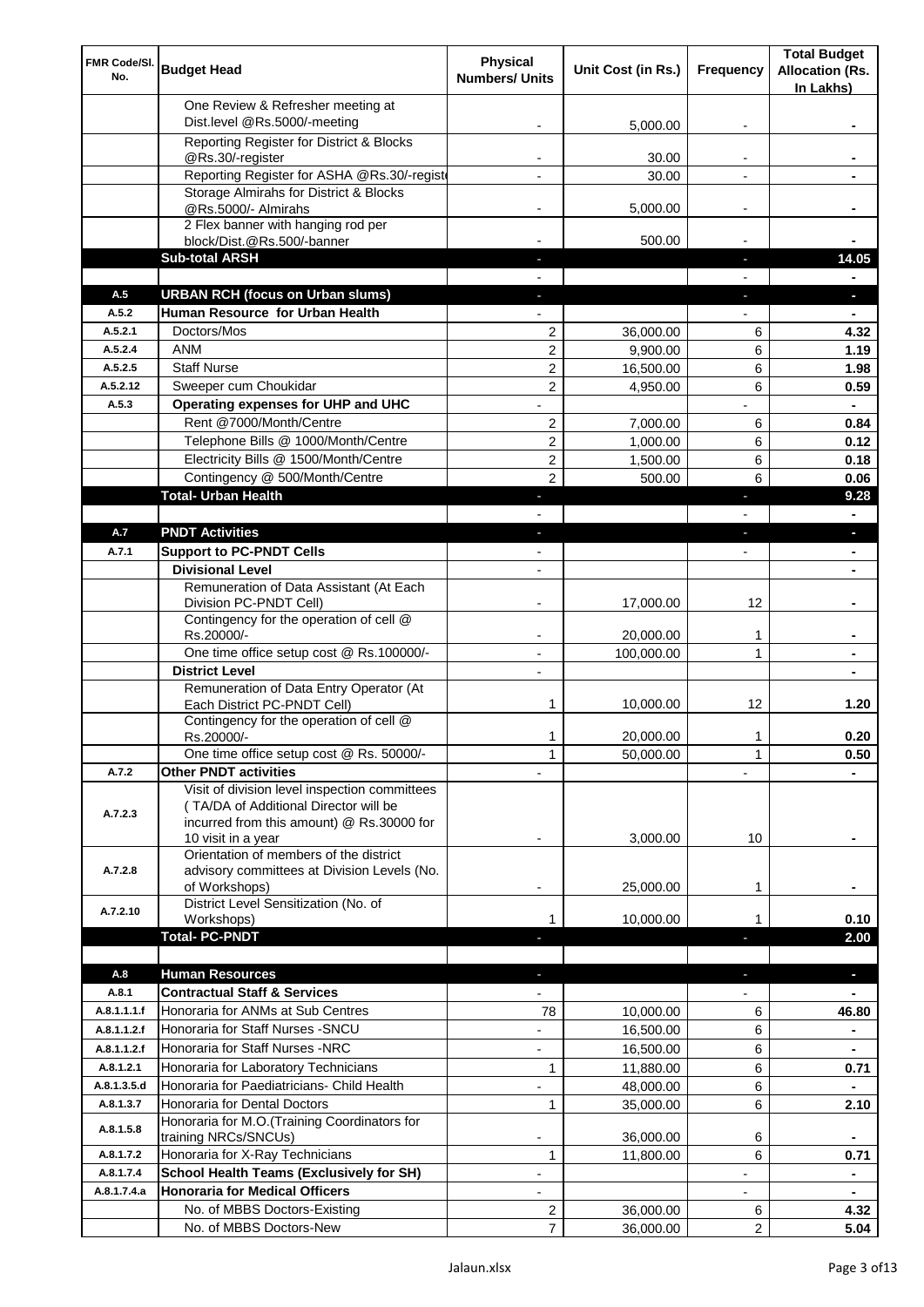| FMR Code/Sl. No. | Budget Head | Physical Numbers/ Units | Unit Cost (in Rs.) | Frequency | Total Budget Allocation (Rs. In Lakhs) |
|---|---|---|---|---|---|
| | One Review & Refresher meeting at Dist.level @Rs.5000/-meeting | - | 5,000.00 | - | - |
| | Reporting Register for District & Blocks @Rs.30/-register | - | 30.00 | - | - |
| | Reporting Register for ASHA @Rs.30/-registe | - | 30.00 | - | - |
| | Storage Almirahs for District & Blocks @Rs.5000/- Almirahs | - | 5,000.00 | - | - |
| | 2 Flex banner with hanging rod per block/Dist.@Rs.500/-banner | - | 500.00 | - | - |
| | **Sub-total ARSH** | - | | - | **14.05** |
| | | - | | - | - |
| A.5 | **URBAN RCH (focus on Urban slums)** | - | | - | - |
| A.5.2 | **Human Resource for Urban Health** | - | | - | - |
| A.5.2.1 | Doctors/Mos | 2 | 36,000.00 | 6 | **4.32** |
| A.5.2.4 | ANM | 2 | 9,900.00 | 6 | **1.19** |
| A.5.2.5 | Staff Nurse | 2 | 16,500.00 | 6 | **1.98** |
| A.5.2.12 | Sweeper cum Choukidar | 2 | 4,950.00 | 6 | **0.59** |
| A.5.3 | **Operating expenses for UHP and UHC** | - | | - | - |
| | Rent @7000/Month/Centre | 2 | 7,000.00 | 6 | **0.84** |
| | Telephone Bills @ 1000/Month/Centre | 2 | 1,000.00 | 6 | **0.12** |
| | Electricity Bills @ 1500/Month/Centre | 2 | 1,500.00 | 6 | **0.18** |
| | Contingency @ 500/Month/Centre | 2 | 500.00 | 6 | **0.06** |
| | **Total- Urban Health** | - | | - | **9.28** |
| | | - | | - | - |
| A.7 | **PNDT Activities** | - | | - | - |
| A.7.1 | **Support to PC-PNDT Cells** | - | | - | - |
| | **Divisional Level** | - | | | - |
| | Remuneration of Data Assistant (At Each Division PC-PNDT Cell) | - | 17,000.00 | 12 | - |
| | Contingency for the operation of cell @ Rs.20000/- | - | 20,000.00 | 1 | - |
| | One time office setup cost @ Rs.100000/- | - | 100,000.00 | 1 | - |
| | **District Level** | - | | | - |
| | Remuneration of Data Entry Operator (At Each District PC-PNDT Cell) | 1 | 10,000.00 | 12 | **1.20** |
| | Contingency for the operation of cell @ Rs.20000/- | 1 | 20,000.00 | 1 | **0.20** |
| | One time office setup cost @ Rs. 50000/- | 1 | 50,000.00 | 1 | **0.50** |
| A.7.2 | **Other PNDT activities** | - | | - | - |
| A.7.2.3 | Visit of division level inspection committees ( TA/DA of Additional Director will be incurred from this amount) @ Rs.30000 for 10 visit in a year | - | 3,000.00 | 10 | - |
| A.7.2.8 | Orientation of members of the district advisory committees at Division Levels (No. of Workshops) | - | 25,000.00 | 1 | - |
| A.7.2.10 | District Level Sensitization (No. of Workshops) | 1 | 10,000.00 | 1 | **0.10** |
| | **Total- PC-PNDT** | - | | - | **2.00** |
| | | | | | |
| A.8 | **Human Resources** | - | | - | - |
| A.8.1 | **Contractual Staff & Services** | - | | - | - |
| A.8.1.1.1.f | Honoraria for ANMs at Sub Centres | 78 | 10,000.00 | 6 | **46.80** |
| A.8.1.1.2.f | Honoraria for Staff Nurses -SNCU | - | 16,500.00 | 6 | - |
| A.8.1.1.2.f | Honoraria for Staff Nurses -NRC | - | 16,500.00 | 6 | - |
| A.8.1.2.1 | Honoraria for Laboratory Technicians | 1 | 11,880.00 | 6 | **0.71** |
| A.8.1.3.5.d | Honoraria for Paediatricians- Child Health | - | 48,000.00 | 6 | - |
| A.8.1.3.7 | Honoraria for Dental Doctors | 1 | 35,000.00 | 6 | **2.10** |
| A.8.1.5.8 | Honoraria for M.O.(Training Coordinators for training NRCs/SNCUs) | - | 36,000.00 | 6 | - |
| A.8.1.7.2 | Honoraria for X-Ray Technicians | 1 | 11,800.00 | 6 | **0.71** |
| A.8.1.7.4 | **School Health Teams (Exclusively for SH)** | - | | - | - |
| A.8.1.7.4.a | **Honoraria for Medical Officers** | - | | - | - |
| | No. of MBBS Doctors-Existing | 2 | 36,000.00 | 6 | **4.32** |
| | No. of MBBS Doctors-New | 7 | 36,000.00 | 2 | **5.04** |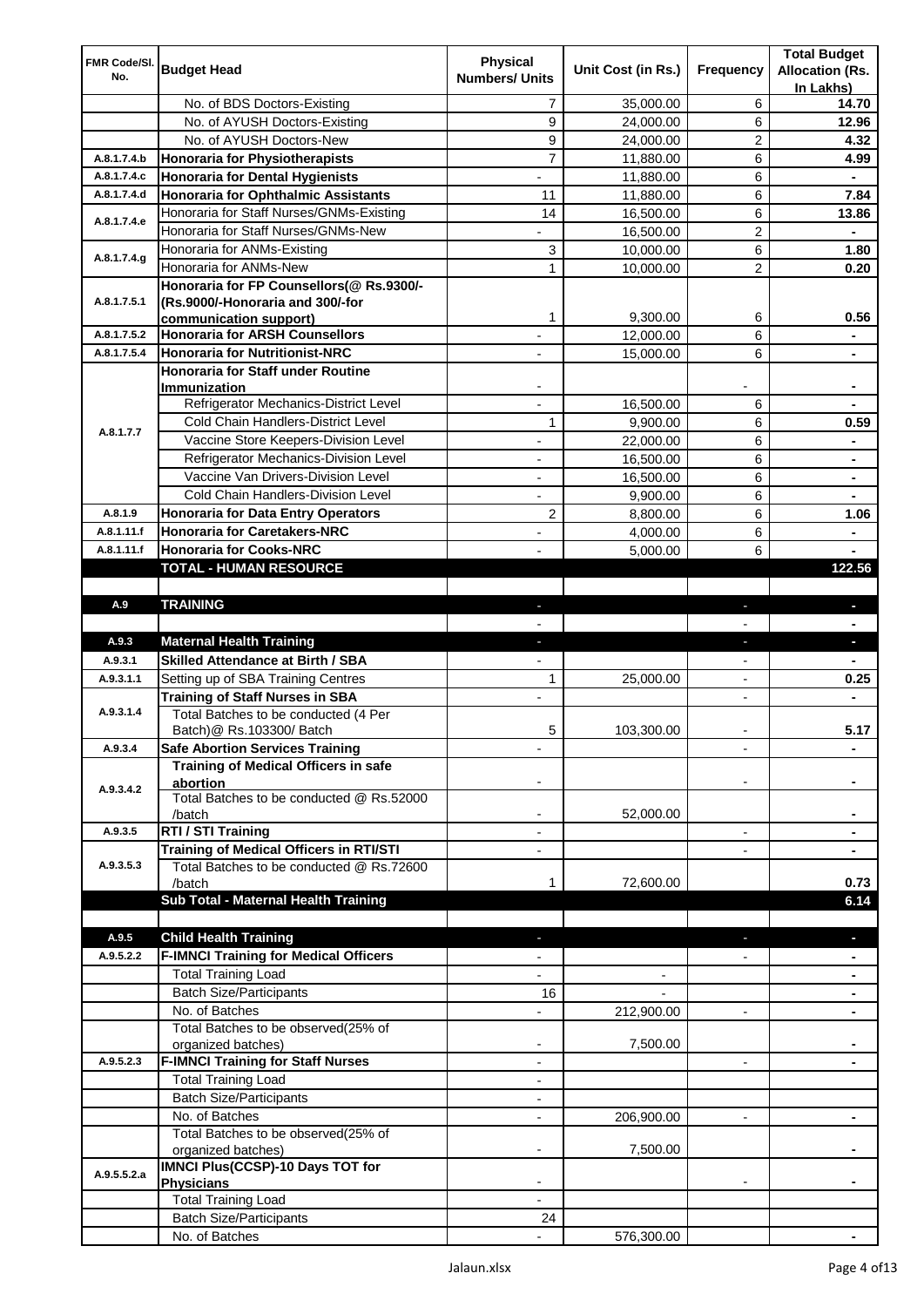| FMR Code/Sl. No. | Budget Head | Physical Numbers/ Units | Unit Cost (in Rs.) | Frequency | Total Budget Allocation (Rs. In Lakhs) |
|---|---|---|---|---|---|
| | No. of BDS Doctors-Existing | 7 | 35,000.00 | 6 | **14.70** |
| | No. of AYUSH Doctors-Existing | 9 | 24,000.00 | 6 | **12.96** |
| | No. of AYUSH Doctors-New | 9 | 24,000.00 | 2 | **4.32** |
| A.8.1.7.4.b | **Honoraria for Physiotherapists** | 7 | 11,880.00 | 6 | **4.99** |
| A.8.1.7.4.c | **Honoraria for Dental Hygienists** | - | 11,880.00 | 6 | **-** |
| A.8.1.7.4.d | **Honoraria for Ophthalmic Assistants** | 11 | 11,880.00 | 6 | **7.84** |
| A.8.1.7.4.e | Honoraria for Staff Nurses/GNMs-Existing | 14 | 16,500.00 | 6 | **13.86** |
| | Honoraria for Staff Nurses/GNMs-New | - | 16,500.00 | 2 | **-** |
| A.8.1.7.4.g | Honoraria for ANMs-Existing | 3 | 10,000.00 | 6 | **1.80** |
| | Honoraria for ANMs-New | 1 | 10,000.00 | 2 | **0.20** |
| A.8.1.7.5.1 | **Honoraria for FP Counsellors(@ Rs.9300/- (Rs.9000/-Honoraria and 300/-for communication support)** | 1 | 9,300.00 | 6 | **0.56** |
| A.8.1.7.5.2 | **Honoraria for ARSH Counsellors** | - | 12,000.00 | 6 | **-** |
| A.8.1.7.5.4 | **Honoraria for Nutritionist-NRC** | - | 15,000.00 | 6 | **-** |
| A.8.1.7.7 | **Honoraria for Staff under Routine Immunization** | - | | - | **-** |
| | Refrigerator Mechanics-District Level | - | 16,500.00 | 6 | **-** |
| | Cold Chain Handlers-District Level | 1 | 9,900.00 | 6 | **0.59** |
| | Vaccine Store Keepers-Division Level | - | 22,000.00 | 6 | **-** |
| | Refrigerator Mechanics-Division Level | - | 16,500.00 | 6 | **-** |
| | Vaccine Van Drivers-Division Level | - | 16,500.00 | 6 | **-** |
| | Cold Chain Handlers-Division Level | - | 9,900.00 | 6 | **-** |
| A.8.1.9 | **Honoraria for Data Entry Operators** | 2 | 8,800.00 | 6 | **1.06** |
| A.8.1.11.f | **Honoraria for Caretakers-NRC** | - | 4,000.00 | 6 | **-** |
| A.8.1.11.f | **Honoraria for Cooks-NRC** | - | 5,000.00 | 6 | **-** |
| | **TOTAL - HUMAN RESOURCE** | | | | **122.56** |
| | | | | | |
| A.9 | **TRAINING** | - | | - | **-** |
| | | - | | - | **-** |
| A.9.3 | **Maternal Health Training** | - | | - | **-** |
| A.9.3.1 | **Skilled Attendance at Birth / SBA** | - | | - | **-** |
| A.9.3.1.1 | Setting up of SBA Training Centres | 1 | 25,000.00 | - | **0.25** |
| A.9.3.1.4 | **Training of Staff Nurses in SBA** | - | | - | **-** |
| | Total Batches to be conducted (4 Per Batch)@ Rs.103300/ Batch | 5 | 103,300.00 | - | **5.17** |
| A.9.3.4 | **Safe Abortion Services Training** | - | | - | **-** |
| A.9.3.4.2 | **Training of Medical Officers in safe abortion** | - | | - | **-** |
| | Total Batches to be conducted @ Rs.52000 /batch | - | 52,000.00 | | **-** |
| A.9.3.5 | **RTI / STI Training** | - | | - | **-** |
| A.9.3.5.3 | **Training of Medical Officers in RTI/STI** | - | | - | **-** |
| | Total Batches to be conducted @ Rs.72600 /batch | 1 | 72,600.00 | | **0.73** |
| | **Sub Total - Maternal Health Training** | | | | **6.14** |
| | | | | | |
| A.9.5 | **Child Health Training** | - | | - | **-** |
| A.9.5.2.2 | **F-IMNCI Training for Medical Officers** | - | | - | **-** |
| | Total Training Load | - | - | | **-** |
| | Batch Size/Participants | 16 | - | | **-** |
| | No. of Batches | - | 212,900.00 | - | **-** |
| | Total Batches to be observed(25% of organized batches) | - | 7,500.00 | | **-** |
| A.9.5.2.3 | **F-IMNCI Training for Staff Nurses** | - | | - | **-** |
| | Total Training Load | - | | | |
| | Batch Size/Participants | - | | | |
| | No. of Batches | - | 206,900.00 | - | **-** |
| | Total Batches to be observed(25% of organized batches) | - | 7,500.00 | | **-** |
| A.9.5.5.2.a | **IMNCI Plus(CCSP)-10 Days TOT for Physicians** | - | | - | **-** |
| | Total Training Load | - | | | |
| | Batch Size/Participants | 24 | | | |
| | No. of Batches | - | 576,300.00 | | **-** |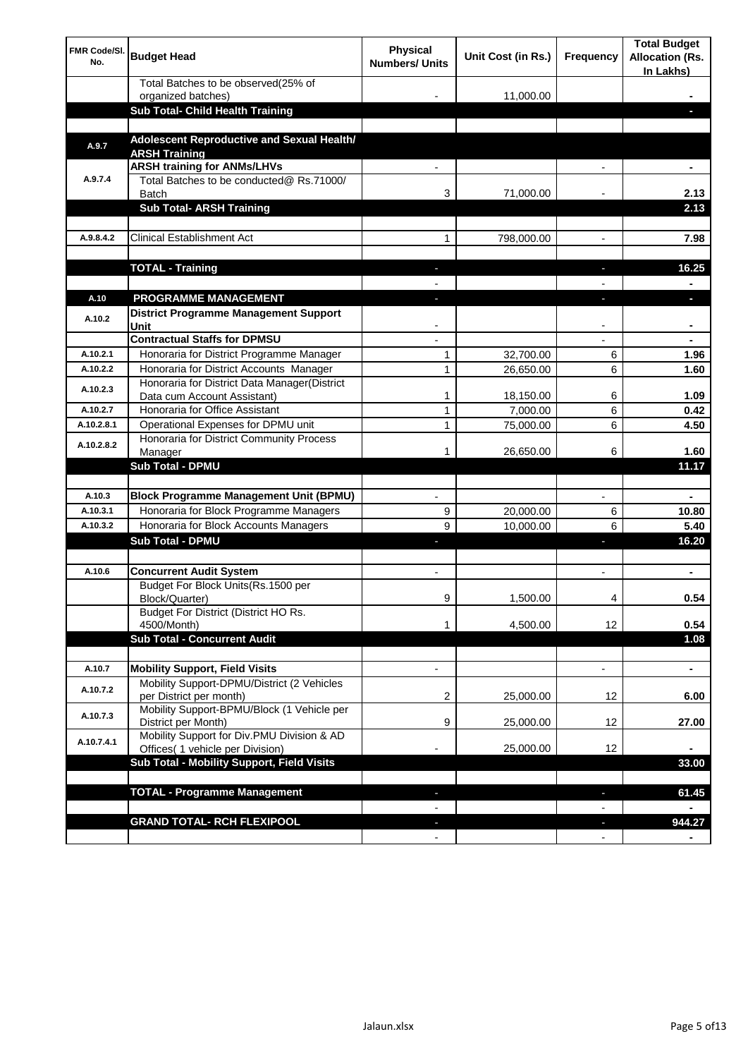| FMR Code/Sl. No. | Budget Head | Physical Numbers/ Units | Unit Cost (in Rs.) | Frequency | Total Budget Allocation (Rs. In Lakhs) |
|---|---|---|---|---|---|
| | Total Batches to be observed(25% of organized batches) | - | 11,000.00 | | - |
| | **Sub Total- Child Health Training** | | | | - |
| | | | | | |
| A.9.7 | **Adolescent Reproductive and Sexual Health/ ARSH Training** | | | | |
| A.9.7.4 | **ARSH training for ANMs/LHVs** | - | | - | - |
| | Total Batches to be conducted@ Rs.71000/ Batch | 3 | 71,000.00 | - | 2.13 |
| | **Sub Total- ARSH Training** | | | | 2.13 |
| | | | | | |
| A.9.8.4.2 | Clinical Establishment Act | 1 | 798,000.00 | - | 7.98 |
| | | | | | |
| | **TOTAL - Training** | - | | - | 16.25 |
| | | - | | - | - |
| A.10 | **PROGRAMME MANAGEMENT** | - | | - | - |
| A.10.2 | **District Programme Management Support Unit** | - | | - | - |
| | **Contractual Staffs for DPMSU** | - | | - | - |
| A.10.2.1 | Honoraria for District Programme Manager | 1 | 32,700.00 | 6 | 1.96 |
| A.10.2.2 | Honoraria for District Accounts Manager | 1 | 26,650.00 | 6 | 1.60 |
| A.10.2.3 | Honoraria for District Data Manager(District Data cum Account Assistant) | 1 | 18,150.00 | 6 | 1.09 |
| A.10.2.7 | Honoraria for Office Assistant | 1 | 7,000.00 | 6 | 0.42 |
| A.10.2.8.1 | Operational Expenses for DPMU unit | 1 | 75,000.00 | 6 | 4.50 |
| A.10.2.8.2 | Honoraria for District Community Process Manager | 1 | 26,650.00 | 6 | 1.60 |
| | **Sub Total - DPMU** | | | | 11.17 |
| | | | | | |
| A.10.3 | **Block Programme Management Unit (BPMU)** | - | | - | - |
| A.10.3.1 | Honoraria for Block Programme Managers | 9 | 20,000.00 | 6 | 10.80 |
| A.10.3.2 | Honoraria for Block Accounts Managers | 9 | 10,000.00 | 6 | 5.40 |
| | **Sub Total - DPMU** | - | | - | 16.20 |
| | | | | | |
| A.10.6 | **Concurrent Audit System** | - | | - | - |
| | Budget For Block Units(Rs.1500 per Block/Quarter) | 9 | 1,500.00 | 4 | 0.54 |
| | Budget For District (District HO Rs. 4500/Month) | 1 | 4,500.00 | 12 | 0.54 |
| | **Sub Total - Concurrent Audit** | | | | 1.08 |
| | | | | | |
| A.10.7 | **Mobility Support, Field Visits** | - | | - | - |
| A.10.7.2 | Mobility Support-DPMU/District (2 Vehicles per District per month) | 2 | 25,000.00 | 12 | 6.00 |
| A.10.7.3 | Mobility Support-BPMU/Block (1 Vehicle per District per Month) | 9 | 25,000.00 | 12 | 27.00 |
| A.10.7.4.1 | Mobility Support for Div.PMU Division & AD Offices( 1 vehicle per Division) | - | 25,000.00 | 12 | - |
| | **Sub Total - Mobility Support, Field Visits** | | | | 33.00 |
| | | | | | |
| | **TOTAL - Programme Management** | - | | - | 61.45 |
| | | - | | - | - |
| | **GRAND TOTAL- RCH FLEXIPOOL** | - | | - | 944.27 |
| | | - | | - | - |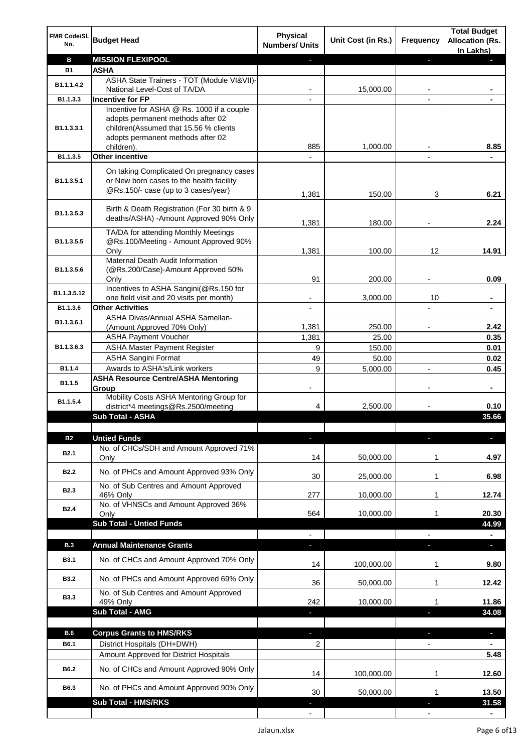| FMR Code/Sl. No. | Budget Head | Physical Numbers/ Units | Unit Cost (in Rs.) | Frequency | Total Budget Allocation (Rs. In Lakhs) |
|---|---|---|---|---|---|
| **B** | **MISSION FLEXIPOOL** | - | | - | - |
| **B1** | **ASHA** | | | | |
| B1.1.1.4.2 | ASHA State Trainers - TOT (Module VI&VII)-National Level-Cost of TA/DA | - | 15,000.00 | - | - |
| B1.1.3.3 | **Incentive for FP** | - | | - | - |
| B1.1.3.3.1 | Incentive for ASHA @ Rs. 1000 if a couple adopts permanent methods after 02 children(Assumed that 15.56 % clients adopts permanent methods after 02 children). | 885 | 1,000.00 | - | 8.85 |
| B1.1.3.5 | **Other incentive** | - | | - | - |
| B1.1.3.5.1 | On taking Complicated On pregnancy cases or New born cases to the health facility @Rs.150/- case (up to 3 cases/year) | 1,381 | 150.00 | 3 | 6.21 |
| B1.1.3.5.3 | Birth & Death Registration (For 30 birth & 9 deaths/ASHA) -Amount Approved 90% Only | 1,381 | 180.00 | - | 2.24 |
| B1.1.3.5.5 | TA/DA for attending Monthly Meetings @Rs.100/Meeting - Amount Approved 90% Only | 1,381 | 100.00 | 12 | 14.91 |
| B1.1.3.5.6 | Maternal Death Audit Information (@Rs.200/Case)-Amount Approved 50% Only | 91 | 200.00 | - | 0.09 |
| B1.1.3.5.12 | Incentives to ASHA Sangini(@Rs.150 for one field visit and 20 visits per month) | - | 3,000.00 | 10 | - |
| B1.1.3.6 | **Other Activities** | - | | - | - |
| B1.1.3.6.1 | ASHA Divas/Annual ASHA Samellan-(Amount Approved 70% Only) | 1,381 | 250.00 | - | 2.42 |
| B1.1.3.6.3 | ASHA Payment Voucher | 1,381 | 25.00 | | 0.35 |
| | ASHA Master Payment Register | 9 | 150.00 | | 0.01 |
| | ASHA Sangini Format | 49 | 50.00 | | 0.02 |
| B1.1.4 | Awards to ASHA's/Link workers | 9 | 5,000.00 | - | 0.45 |
| B1.1.5 | **ASHA Resource Centre/ASHA Mentoring Group** | - | | - | - |
| B1.1.5.4 | Mobility Costs ASHA Mentoring Group for district*4 meetings@Rs.2500/meeting | 4 | 2,500.00 | - | 0.10 |
| | **Sub Total - ASHA** | | | | **35.66** |
| | | | | | |
| **B2** | **Untied Funds** | - | | - | - |
| B2.1 | No. of CHCs/SDH and Amount Approved 71% Only | 14 | 50,000.00 | 1 | 4.97 |
| B2.2 | No. of PHCs and Amount Approved 93% Only | 30 | 25,000.00 | 1 | 6.98 |
| B2.3 | No. of Sub Centres and Amount Approved 46% Only | 277 | 10,000.00 | 1 | 12.74 |
| B2.4 | No. of VHNSCs and Amount Approved 36% Only | 564 | 10,000.00 | 1 | 20.30 |
| | **Sub Total - Untied Funds** | | | | **44.99** |
| | | - | | - | - |
| **B.3** | **Annual Maintenance Grants** | - | | - | - |
| B3.1 | No. of CHCs and Amount Approved 70% Only | 14 | 100,000.00 | 1 | 9.80 |
| B3.2 | No. of PHCs and Amount Approved 69% Only | 36 | 50,000.00 | 1 | 12.42 |
| B3.3 | No. of Sub Centres and Amount Approved 49% Only | 242 | 10,000.00 | 1 | 11.86 |
| | **Sub Total - AMG** | - | | - | **34.08** |
| | | | | | |
| **B.6** | **Corpus Grants to HMS/RKS** | - | | - | - |
| B6.1 | District Hospitals (DH+DWH) | 2 | | - | - |
| | Amount Approved for District Hospitals | | | | 5.48 |
| B6.2 | No. of CHCs and Amount Approved 90% Only | 14 | 100,000.00 | 1 | 12.60 |
| B6.3 | No. of PHCs and Amount Approved 90% Only | 30 | 50,000.00 | 1 | 13.50 |
| | **Sub Total - HMS/RKS** | - | | - | **31.58** |
| | | - | | - | - |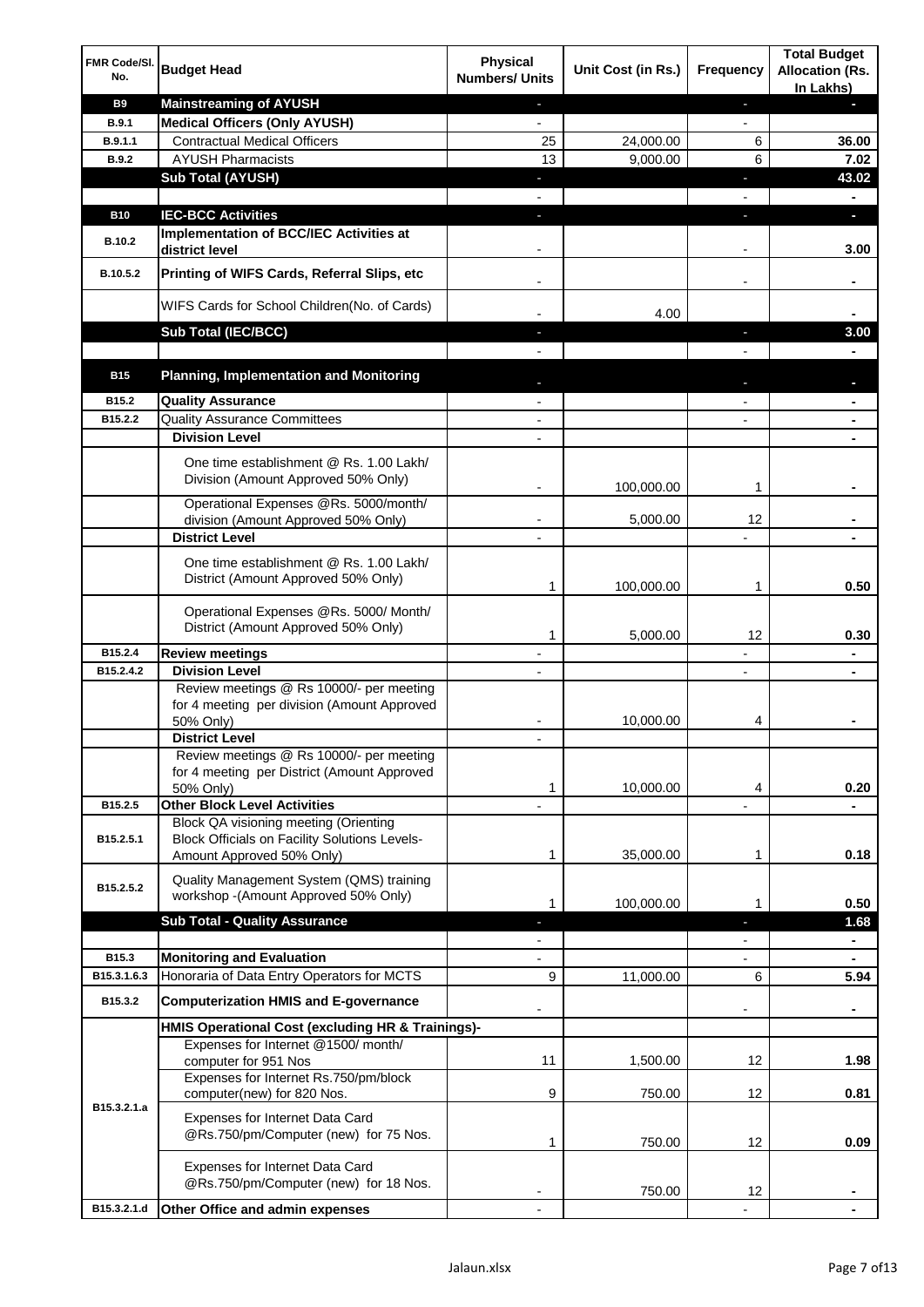| FMR Code/Sl. No. | Budget Head | Physical Numbers/ Units | Unit Cost (in Rs.) | Frequency | Total Budget Allocation (Rs. In Lakhs) |
|---|---|---|---|---|---|
| B9 | **Mainstreaming of AYUSH** | - | | - | - |
| B.9.1 | **Medical Officers (Only AYUSH)** | - | | - | |
| B.9.1.1 | Contractual Medical Officers | 25 | 24,000.00 | 6 | **36.00** |
| B.9.2 | AYUSH Pharmacists | 13 | 9,000.00 | 6 | **7.02** |
| | **Sub Total (AYUSH)** | - | | - | **43.02** |
| | | - | | - | - |
| B10 | **IEC-BCC Activities** | - | | - | - |
| B.10.2 | **Implementation of BCC/IEC Activities at district level** | - | | - | **3.00** |
| B.10.5.2 | **Printing of WIFS Cards, Referral Slips, etc** | - | | - | - |
| | WIFS Cards for School Children(No. of Cards) | - | 4.00 | | - |
| | **Sub Total (IEC/BCC)** | - | | - | **3.00** |
| | | - | | - | - |
| B15 | **Planning, Implementation and Monitoring** | - | | - | - |
| B15.2 | **Quality Assurance** | - | | - | - |
| B15.2.2 | Quality Assurance Committees | - | | - | - |
| | **Division Level** | - | | | - |
| | One time establishment @ Rs. 1.00 Lakh/ Division (Amount Approved 50% Only) | - | 100,000.00 | 1 | - |
| | Operational Expenses @Rs. 5000/month/ division (Amount Approved 50% Only) | - | 5,000.00 | 12 | - |
| | **District Level** | - | | - | - |
| | One time establishment @ Rs. 1.00 Lakh/ District (Amount Approved 50% Only) | 1 | 100,000.00 | 1 | **0.50** |
| | Operational Expenses @Rs. 5000/ Month/ District (Amount Approved 50% Only) | 1 | 5,000.00 | 12 | **0.30** |
| B15.2.4 | **Review meetings** | - | | - | - |
| B15.2.4.2 | **Division Level** | - | | - | - |
| | Review meetings @ Rs 10000/- per meeting for 4 meeting per division (Amount Approved 50% Only) | - | 10,000.00 | 4 | - |
| | **District Level** | - | | | |
| | Review meetings @ Rs 10000/- per meeting for 4 meeting per District (Amount Approved 50% Only) | 1 | 10,000.00 | 4 | **0.20** |
| B15.2.5 | **Other Block Level Activities** | - | | - | - |
| B15.2.5.1 | Block QA visioning meeting (Orienting Block Officials on Facility Solutions Levels-Amount Approved 50% Only) | 1 | 35,000.00 | 1 | **0.18** |
| B15.2.5.2 | Quality Management System (QMS) training workshop -(Amount Approved 50% Only) | 1 | 100,000.00 | 1 | **0.50** |
| | **Sub Total - Quality Assurance** | - | | - | **1.68** |
| | | - | | - | - |
| B15.3 | **Monitoring and Evaluation** | - | | - | - |
| B15.3.1.6.3 | Honoraria of Data Entry Operators for MCTS | 9 | 11,000.00 | 6 | **5.94** |
| B15.3.2 | **Computerization HMIS and E-governance** | - | | - | - |
| | **HMIS Operational Cost (excluding HR & Trainings)-** | | | | |
| B15.3.2.1.a | Expenses for Internet @1500/ month/ computer for 951 Nos | 11 | 1,500.00 | 12 | **1.98** |
| | Expenses for Internet Rs.750/pm/block computer(new) for 820 Nos. | 9 | 750.00 | 12 | **0.81** |
| | Expenses for Internet Data Card @Rs.750/pm/Computer (new) for 75 Nos. | 1 | 750.00 | 12 | **0.09** |
| | Expenses for Internet Data Card @Rs.750/pm/Computer (new) for 18 Nos. | - | 750.00 | 12 | - |
| B15.3.2.1.d | **Other Office and admin expenses** | - | | - | - |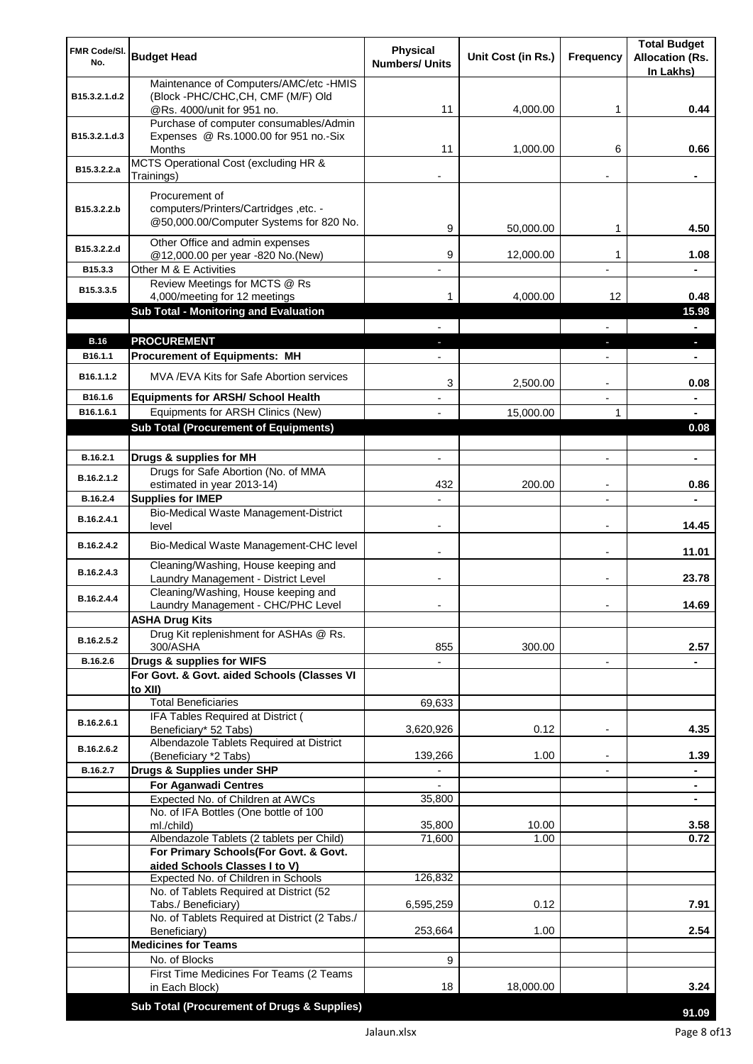| FMR Code/Sl. No. | Budget Head | Physical Numbers/ Units | Unit Cost (in Rs.) | Frequency | Total Budget Allocation (Rs. In Lakhs) |
|---|---|---|---|---|---|
| B15.3.2.1.d.2 | Maintenance of Computers/AMC/etc -HMIS (Block -PHC/CHC,CH, CMF (M/F) Old @Rs. 4000/unit for 951 no. | 11 | 4,000.00 | 1 | 0.44 |
| B15.3.2.1.d.3 | Purchase of computer consumables/Admin Expenses @ Rs.1000.00 for 951 no.-Six Months | 11 | 1,000.00 | 6 | 0.66 |
| B15.3.2.2.a | MCTS Operational Cost (excluding HR & Trainings) | - | | - | - |
| B15.3.2.2.b | Procurement of computers/Printers/Cartridges ,etc. - @50,000.00/Computer Systems for 820 No. | 9 | 50,000.00 | 1 | 4.50 |
| B15.3.2.2.d | Other Office and admin expenses @12,000.00 per year -820 No.(New) | 9 | 12,000.00 | 1 | 1.08 |
| B15.3.3 | Other M & E Activities | - | | - | - |
| B15.3.3.5 | Review Meetings for MCTS @ Rs 4,000/meeting for 12 meetings | 1 | 4,000.00 | 12 | 0.48 |
| | **Sub Total - Monitoring and Evaluation** | | | | **15.98** |
| | | - | | - | - |
| **B.16** | **PROCUREMENT** | - | | - | - |
| B16.1.1 | **Procurement of Equipments: MH** | - | | - | - |
| B16.1.1.2 | MVA /EVA Kits for Safe Abortion services | 3 | 2,500.00 | - | 0.08 |
| B16.1.6 | **Equipments for ARSH/ School Health** | - | | - | - |
| B16.1.6.1 | Equipments for ARSH Clinics (New) | - | 15,000.00 | 1 | - |
| | **Sub Total (Procurement of Equipments)** | | | | **0.08** |
| | | | | | |
| B.16.2.1 | **Drugs & supplies for MH** | - | | - | - |
| B.16.2.1.2 | Drugs for Safe Abortion (No. of MMA estimated in year 2013-14) | 432 | 200.00 | - | 0.86 |
| B.16.2.4 | **Supplies for IMEP** | - | | - | - |
| B.16.2.4.1 | Bio-Medical Waste Management-District level | - | | - | 14.45 |
| B.16.2.4.2 | Bio-Medical Waste Management-CHC level | - | | - | 11.01 |
| B.16.2.4.3 | Cleaning/Washing, House keeping and Laundry Management - District Level | - | | - | 23.78 |
| B.16.2.4.4 | Cleaning/Washing, House keeping and Laundry Management - CHC/PHC Level | - | | - | 14.69 |
| | **ASHA Drug Kits** | | | | |
| B.16.2.5.2 | Drug Kit replenishment for ASHAs @ Rs. 300/ASHA | 855 | 300.00 | | 2.57 |
| B.16.2.6 | **Drugs & supplies for WIFS** | - | | - | - |
| | **For Govt. & Govt. aided Schools (Classes VI to XII)** | | | | |
| | Total Beneficiaries | 69,633 | | | |
| B.16.2.6.1 | IFA Tables Required at District ( Beneficiary* 52 Tabs) | 3,620,926 | 0.12 | - | 4.35 |
| B.16.2.6.2 | Albendazole Tablets Required at District (Beneficiary *2 Tabs) | 139,266 | 1.00 | - | 1.39 |
| B.16.2.7 | **Drugs & Supplies under SHP** | - | | - | - |
| | **For Aganwadi Centres** | - | | | - |
| | Expected No. of Children at AWCs | 35,800 | | | - |
| | No. of IFA Bottles (One bottle of 100 ml./child) | 35,800 | 10.00 | | 3.58 |
| | Albendazole Tablets (2 tablets per Child) | 71,600 | 1.00 | | 0.72 |
| | **For Primary Schools(For Govt. & Govt. aided Schools Classes I to V)** | | | | |
| | Expected No. of Children in Schools | 126,832 | | | |
| | No. of Tablets Required at District (52 Tabs./ Beneficiary) | 6,595,259 | 0.12 | | 7.91 |
| | No. of Tablets Required at District (2 Tabs./ Beneficiary) | 253,664 | 1.00 | | 2.54 |
| | **Medicines for Teams** | | | | |
| | No. of Blocks | 9 | | | |
| | First Time Medicines For Teams (2 Teams in Each Block) | 18 | 18,000.00 | | 3.24 |
| | **Sub Total (Procurement of Drugs & Supplies)** | | | | **91.09** |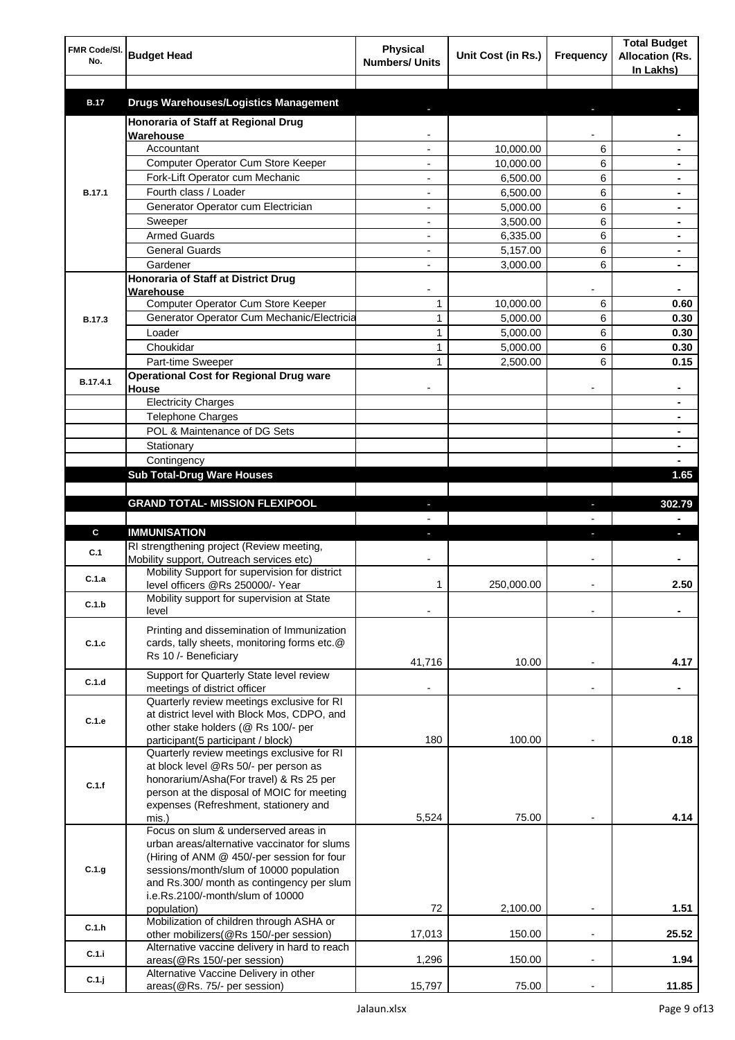| FMR Code/Sl. No. | Budget Head | Physical Numbers/ Units | Unit Cost (in Rs.) | Frequency | Total Budget Allocation (Rs. In Lakhs) |
|---|---|---|---|---|---|
| | | | | | |
| B.17 | **Drugs Warehouses/Logistics Management** | - | | - | - |
| B.17.1 | **Honoraria of Staff at Regional Drug Warehouse** | - | | - | - |
| | Accountant | - | 10,000.00 | 6 | - |
| | Computer Operator Cum Store Keeper | - | 10,000.00 | 6 | - |
| | Fork-Lift Operator cum Mechanic | - | 6,500.00 | 6 | - |
| | Fourth class / Loader | - | 6,500.00 | 6 | - |
| | Generator Operator cum Electrician | - | 5,000.00 | 6 | - |
| | Sweeper | - | 3,500.00 | 6 | - |
| | Armed Guards | - | 6,335.00 | 6 | - |
| | General Guards | - | 5,157.00 | 6 | - |
| | Gardener | - | 3,000.00 | 6 | - |
| B.17.3 | **Honoraria of Staff at District Drug Warehouse** | - | | - | - |
| | Computer Operator Cum Store Keeper | 1 | 10,000.00 | 6 | 0.60 |
| | Generator Operator Cum Mechanic/Electricia | 1 | 5,000.00 | 6 | 0.30 |
| | Loader | 1 | 5,000.00 | 6 | 0.30 |
| | Choukidar | 1 | 5,000.00 | 6 | 0.30 |
| | Part-time Sweeper | 1 | 2,500.00 | 6 | 0.15 |
| B.17.4.1 | **Operational Cost for Regional Drug ware House** | - | | - | - |
| | Electricity Charges | | | | - |
| | Telephone Charges | | | | - |
| | POL & Maintenance of DG Sets | | | | - |
| | Stationary | | | | - |
| | Contingency | | | | - |
| | **Sub Total-Drug Ware Houses** | | | | **1.65** |
| | | | | | |
| | **GRAND TOTAL- MISSION FLEXIPOOL** | - | | - | **302.79** |
| | | - | | - | - |
| C | **IMMUNISATION** | - | | - | - |
| C.1 | RI strengthening project (Review meeting, Mobility support, Outreach services etc) | - | | - | - |
| C.1.a | Mobility Support for supervision for district level officers @Rs 250000/- Year | 1 | 250,000.00 | - | 2.50 |
| C.1.b | Mobility support for supervision at State level | - | | - | - |
| C.1.c | Printing and dissemination of Immunization cards, tally sheets, monitoring forms etc.@ Rs 10 /- Beneficiary | 41,716 | 10.00 | - | 4.17 |
| C.1.d | Support for Quarterly State level review meetings of district officer | - | | - | - |
| C.1.e | Quarterly review meetings exclusive for RI at district level with Block Mos, CDPO, and other stake holders (@ Rs 100/- per participant(5 participant / block) | 180 | 100.00 | - | 0.18 |
| C.1.f | Quarterly review meetings exclusive for RI at block level @Rs 50/- per person as honorarium/Asha(For travel) & Rs 25 per person at the disposal of MOIC for meeting expenses (Refreshment, stationery and mis.) | 5,524 | 75.00 | - | 4.14 |
| C.1.g | Focus on slum & underserved areas in urban areas/alternative vaccinator for slums (Hiring of ANM @ 450/-per session for four sessions/month/slum of 10000 population and Rs.300/ month as contingency per slum i.e.Rs.2100/-month/slum of 10000 population) | 72 | 2,100.00 | - | 1.51 |
| C.1.h | Mobilization of children through ASHA or other mobilizers(@Rs 150/-per session) | 17,013 | 150.00 | - | 25.52 |
| C.1.i | Alternative vaccine delivery in hard to reach areas(@Rs 150/-per session) | 1,296 | 150.00 | - | 1.94 |
| C.1.j | Alternative Vaccine Delivery in other areas(@Rs. 75/- per session) | 15,797 | 75.00 | - | 11.85 |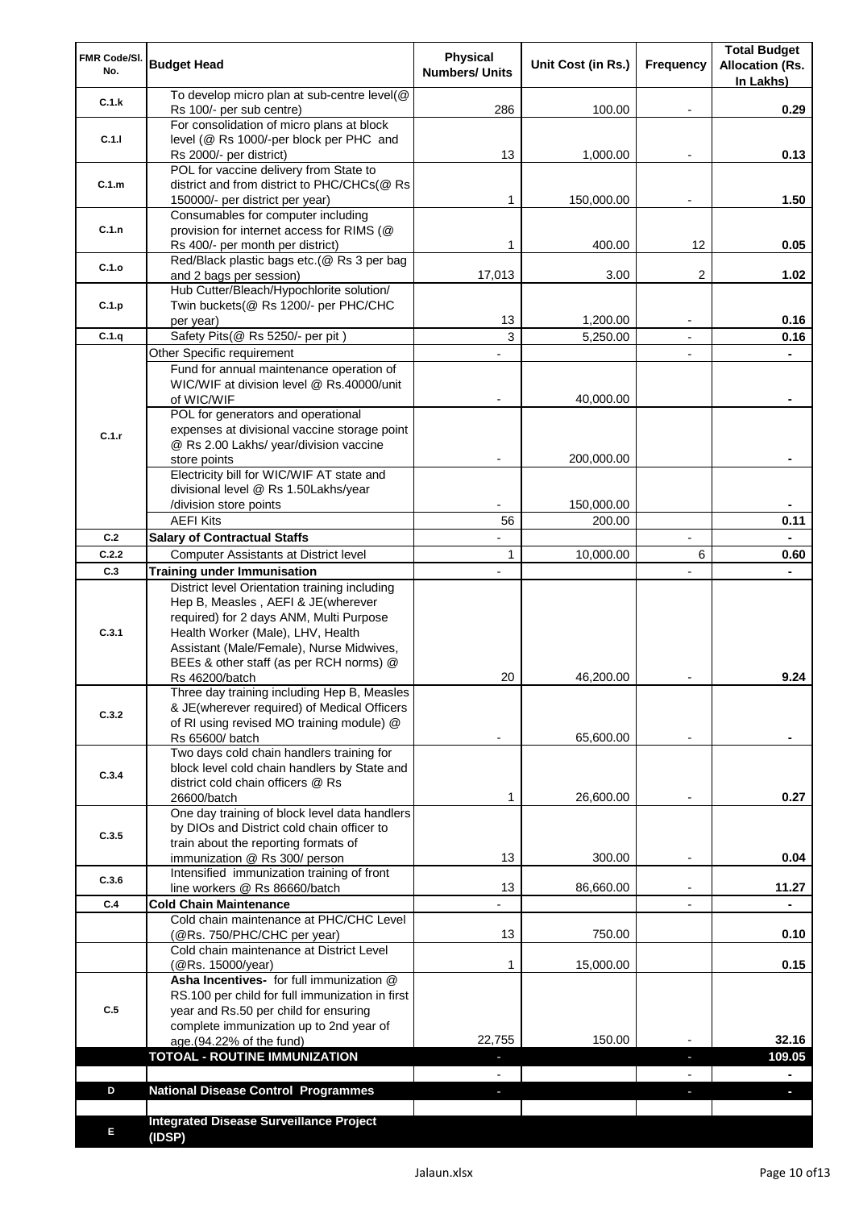| FMR Code/Sl. No. | Budget Head | Physical Numbers/ Units | Unit Cost (in Rs.) | Frequency | Total Budget Allocation (Rs. In Lakhs) |
|---|---|---|---|---|---|
| C.1.k | To develop micro plan at sub-centre level(@ Rs 100/- per sub centre) | 286 | 100.00 | - | 0.29 |
| C.1.l | For consolidation of micro plans at block level (@ Rs 1000/-per block per PHC and Rs 2000/- per district) | 13 | 1,000.00 | - | 0.13 |
| C.1.m | POL for vaccine delivery from State to district and from district to PHC/CHCs(@ Rs 150000/- per district per year) | 1 | 150,000.00 | - | 1.50 |
| C.1.n | Consumables for computer including provision for internet access for RIMS (@ Rs 400/- per month per district) | 1 | 400.00 | 12 | 0.05 |
| C.1.o | Red/Black plastic bags etc.(@ Rs 3 per bag and 2 bags per session) | 17,013 | 3.00 | 2 | 1.02 |
| C.1.p | Hub Cutter/Bleach/Hypochlorite solution/ Twin buckets(@ Rs 1200/- per PHC/CHC per year) | 13 | 1,200.00 | - | 0.16 |
| C.1.q | Safety Pits(@ Rs 5250/- per pit ) | 3 | 5,250.00 | - | 0.16 |
| C.1.r | Other Specific requirement | - | | - | - |
| | Fund for annual maintenance operation of WIC/WIF at division level @ Rs.40000/unit of WIC/WIF | - | 40,000.00 | | - |
| | POL for generators and operational expenses at divisional vaccine storage point @ Rs 2.00 Lakhs/ year/division vaccine store points | - | 200,000.00 | | - |
| | Electricity bill for WIC/WIF AT state and divisional level @ Rs 1.50Lakhs/year /division store points | - | 150,000.00 | | - |
| | AEFI Kits | 56 | 200.00 | | 0.11 |
| C.2 | **Salary of Contractual Staffs** | - | | - | - |
| C.2.2 | Computer Assistants at District level | 1 | 10,000.00 | 6 | 0.60 |
| C.3 | **Training under Immunisation** | - | | - | - |
| C.3.1 | District level Orientation training including Hep B, Measles , AEFI & JE(wherever required) for 2 days ANM, Multi Purpose Health Worker (Male), LHV, Health Assistant (Male/Female), Nurse Midwives, BEEs & other staff (as per RCH norms) @ Rs 46200/batch | 20 | 46,200.00 | - | 9.24 |
| C.3.2 | Three day training including Hep B, Measles & JE(wherever required) of Medical Officers of RI using revised MO training module) @ Rs 65600/ batch | - | 65,600.00 | - | - |
| C.3.4 | Two days cold chain handlers training for block level cold chain handlers by State and district cold chain officers @ Rs 26600/batch | 1 | 26,600.00 | - | 0.27 |
| C.3.5 | One day training of block level data handlers by DIOs and District cold chain officer to train about the reporting formats of immunization @ Rs 300/ person | 13 | 300.00 | - | 0.04 |
| C.3.6 | Intensified immunization training of front line workers @ Rs 86660/batch | 13 | 86,660.00 | - | 11.27 |
| C.4 | **Cold Chain Maintenance** | - | | - | - |
| | Cold chain maintenance at PHC/CHC Level (@Rs. 750/PHC/CHC per year) | 13 | 750.00 | | 0.10 |
| | Cold chain maintenance at District Level (@Rs. 15000/year) | 1 | 15,000.00 | | 0.15 |
| C.5 | **Asha Incentives-** for full immunization @ RS.100 per child for full immunization in first year and Rs.50 per child for ensuring complete immunization up to 2nd year of age.(94.22% of the fund) | 22,755 | 150.00 | - | 32.16 |
| | **TOTOAL - ROUTINE IMMUNIZATION** | - | | - | **109.05** |
| | | - | | - | - |
| D | **National Disease Control Programmes** | - | | - | - |
| | | | | | |
| E | **Integrated Disease Surveillance Project (IDSP)** | | | | |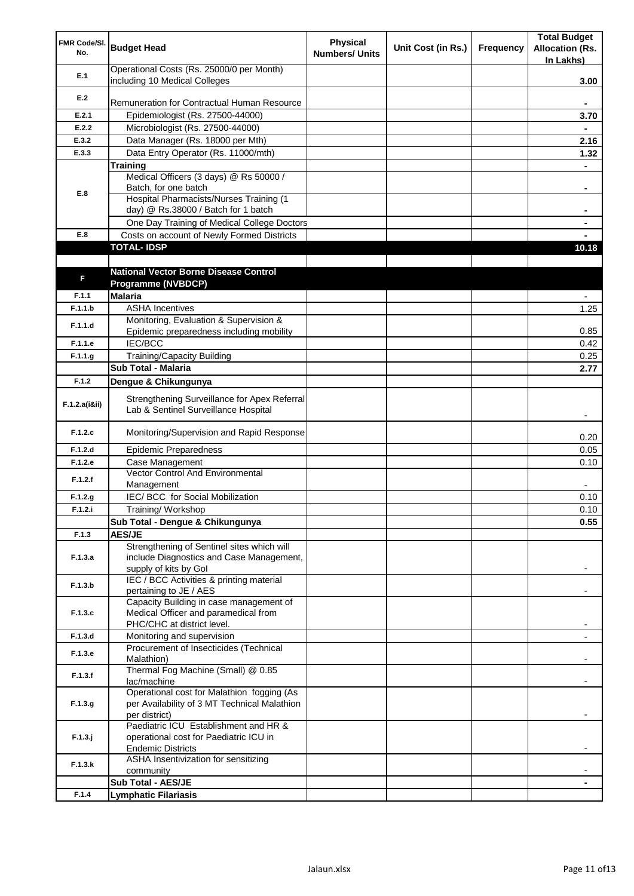| FMR Code/Sl. No. | Budget Head | Physical Numbers/ Units | Unit Cost (in Rs.) | Frequency | Total Budget Allocation (Rs. In Lakhs) |
|---|---|---|---|---|---|
| E.1 | Operational Costs (Rs. 25000/0 per Month) including 10 Medical Colleges | | | | 3.00 |
| E.2 | Remuneration for Contractual Human Resource | | | | - |
| E.2.1 | Epidemiologist (Rs. 27500-44000) | | | | 3.70 |
| E.2.2 | Microbiologist (Rs. 27500-44000) | | | | - |
| E.3.2 | Data Manager (Rs. 18000 per Mth) | | | | 2.16 |
| E.3.3 | Data Entry Operator (Rs. 11000/mth) | | | | 1.32 |
| E.8 | **Training** | | | | - |
| | Medical Officers (3 days) @ Rs 50000 / Batch, for one batch | | | | - |
| | Hospital Pharmacists/Nurses Training (1 day) @ Rs.38000 / Batch for 1 batch | | | | - |
| | One Day Training of Medical College Doctors | | | | - |
| E.8 | Costs on account of Newly Formed Districts | | | | - |
| | **TOTAL- IDSP** | | | | **10.18** |
| | | | | | |
| F | **National Vector Borne Disease Control Programme (NVBDCP)** | | | | |
| F.1.1 | **Malaria** | | | | - |
| F.1.1.b | ASHA Incentives | | | | 1.25 |
| F.1.1.d | Monitoring, Evaluation & Supervision & Epidemic preparedness including mobility | | | | 0.85 |
| F.1.1.e | IEC/BCC | | | | 0.42 |
| F.1.1.g | Training/Capacity Building | | | | 0.25 |
| | **Sub Total - Malaria** | | | | **2.77** |
| F.1.2 | **Dengue & Chikungunya** | | | | |
| F.1.2.a(i&ii) | Strengthening Surveillance for Apex Referral Lab & Sentinel Surveillance Hospital | | | | - |
| F.1.2.c | Monitoring/Supervision and Rapid Response | | | | 0.20 |
| F.1.2.d | Epidemic Preparedness | | | | 0.05 |
| F.1.2.e | Case Management | | | | 0.10 |
| F.1.2.f | Vector Control And Environmental Management | | | | - |
| F.1.2.g | IEC/ BCC for Social Mobilization | | | | 0.10 |
| F.1.2.i | Training/ Workshop | | | | 0.10 |
| | **Sub Total - Dengue & Chikungunya** | | | | **0.55** |
| F.1.3 | **AES/JE** | | | | |
| F.1.3.a | Strengthening of Sentinel sites which will include Diagnostics and Case Management, supply of kits by GoI | | | | - |
| F.1.3.b | IEC / BCC Activities & printing material pertaining to JE / AES | | | | - |
| F.1.3.c | Capacity Building in case management of Medical Officer and paramedical from PHC/CHC at district level. | | | | - |
| F.1.3.d | Monitoring and supervision | | | | - |
| F.1.3.e | Procurement of Insecticides (Technical Malathion) | | | | - |
| F.1.3.f | Thermal Fog Machine (Small) @ 0.85 lac/machine | | | | - |
| F.1.3.g | Operational cost for Malathion fogging (As per Availability of 3 MT Technical Malathion per district) | | | | - |
| F.1.3.j | Paediatric ICU Establishment and HR & operational cost for Paediatric ICU in Endemic Districts | | | | - |
| F.1.3.k | ASHA Insentivization for sensitizing community | | | | - |
| | **Sub Total - AES/JE** | | | | **-** |
| F.1.4 | **Lymphatic Filariasis** | | | | |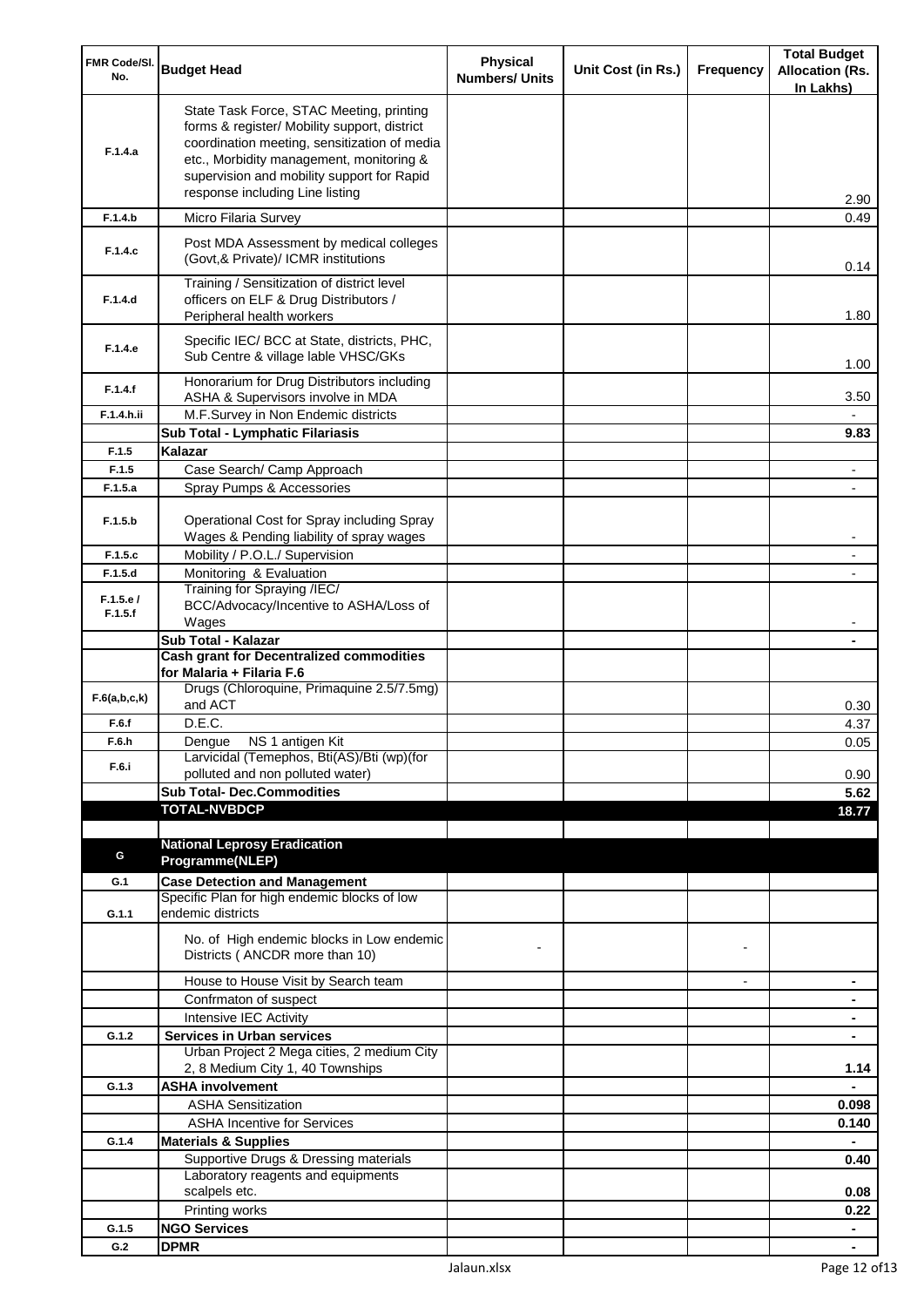| FMR Code/Sl. No. | Budget Head | Physical Numbers/ Units | Unit Cost (in Rs.) | Frequency | Total Budget Allocation (Rs. In Lakhs) |
|---|---|---|---|---|---|
| F.1.4.a | State Task Force, STAC Meeting, printing forms & register/ Mobility support, district coordination meeting, sensitization of media etc., Morbidity management, monitoring & supervision and mobility support for Rapid response including Line listing | | | | 2.90 |
| F.1.4.b | Micro Filaria Survey | | | | 0.49 |
| F.1.4.c | Post MDA Assessment by medical colleges (Govt,& Private)/ ICMR institutions | | | | 0.14 |
| F.1.4.d | Training / Sensitization of district level officers on ELF & Drug Distributors / Peripheral health workers | | | | 1.80 |
| F.1.4.e | Specific IEC/ BCC at State, districts, PHC, Sub Centre & village lable VHSC/GKs | | | | 1.00 |
| F.1.4.f | Honorarium for Drug Distributors including ASHA & Supervisors involve in MDA | | | | 3.50 |
| F.1.4.h.ii | M.F.Survey in Non Endemic districts | | | | - |
| | **Sub Total - Lymphatic Filariasis** | | | | **9.83** |
| F.1.5 | **Kalazar** | | | | |
| F.1.5 | Case Search/ Camp Approach | | | | - |
| F.1.5.a | Spray Pumps & Accessories | | | | - |
| F.1.5.b | Operational Cost for Spray including Spray Wages & Pending liability of spray wages | | | | - |
| F.1.5.c | Mobility / P.O.L./ Supervision | | | | - |
| F.1.5.d | Monitoring & Evaluation | | | | - |
| F.1.5.e / F.1.5.f | Training for Spraying /IEC/ BCC/Advocacy/Incentive to ASHA/Loss of Wages | | | | - |
| | **Sub Total - Kalazar** | | | | **-** |
| | **Cash grant for Decentralized commodities for Malaria + Filaria F.6** | | | | |
| F.6(a,b,c,k) | Drugs (Chloroquine, Primaquine 2.5/7.5mg) and ACT | | | | 0.30 |
| F.6.f | D.E.C. | | | | 4.37 |
| F.6.h | Dengue NS 1 antigen Kit | | | | 0.05 |
| F.6.i | Larvicidal (Temephos, Bti(AS)/Bti (wp)(for polluted and non polluted water) | | | | 0.90 |
| | **Sub Total- Dec.Commodities** | | | | **5.62** |
| | **TOTAL-NVBDCP** | | | | **18.77** |
| | | | | | |
| G | **National Leprosy Eradication Programme(NLEP)** | | | | |
| G.1 | **Case Detection and Management** | | | | |
| G.1.1 | Specific Plan for high endemic blocks of low endemic districts | | | | |
| | No. of High endemic blocks in Low endemic Districts ( ANCDR more than 10) | - | | - | |
| | House to House Visit by Search team | | | - | **-** |
| | Confrmaton of suspect | | | | **-** |
| | Intensive IEC Activity | | | | **-** |
| G.1.2 | **Services in Urban services** | | | | **-** |
| | Urban Project 2 Mega cities, 2 medium City 2, 8 Medium City 1, 40 Townships | | | | **1.14** |
| G.1.3 | **ASHA involvement** | | | | **-** |
| | ASHA Sensitization | | | | **0.098** |
| | ASHA Incentive for Services | | | | **0.140** |
| G.1.4 | **Materials & Supplies** | | | | **-** |
| | Supportive Drugs & Dressing materials | | | | **0.40** |
| | Laboratory reagents and equipments scalpels etc. | | | | **0.08** |
| | Printing works | | | | **0.22** |
| G.1.5 | **NGO Services** | | | | **-** |
| G.2 | **DPMR** | | | | **-** |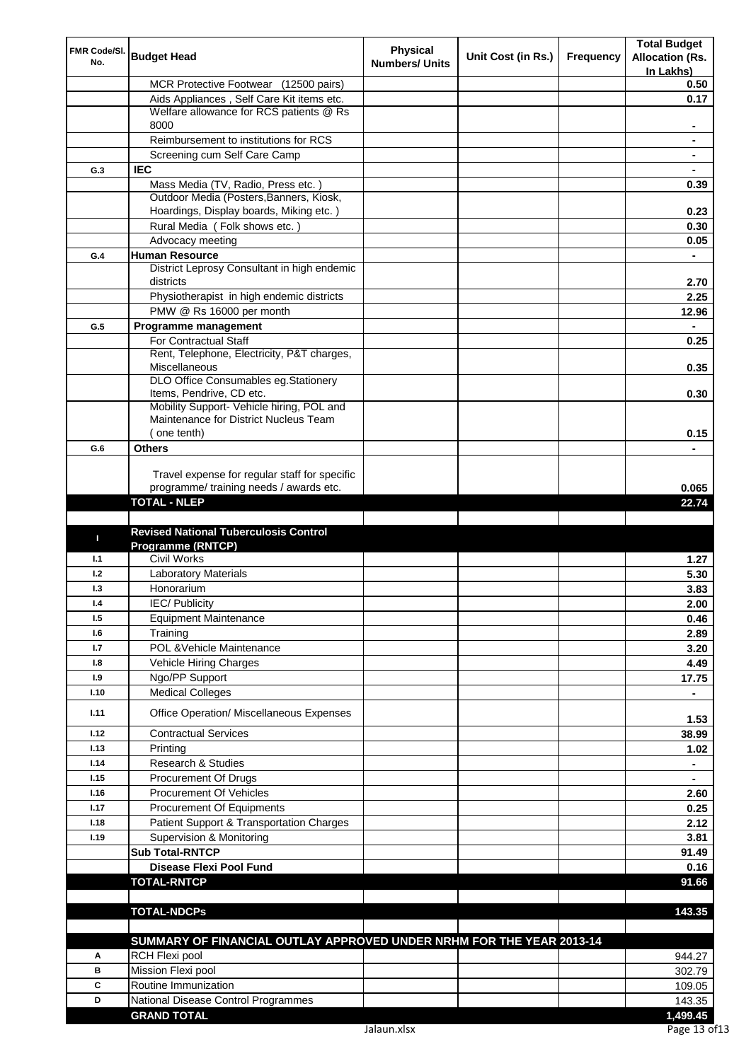| FMR Code/Sl. No. | Budget Head | Physical Numbers/ Units | Unit Cost (in Rs.) | Frequency | Total Budget Allocation (Rs. In Lakhs) |
|---|---|---|---|---|---|
| | MCR Protective Footwear (12500 pairs) | | | | 0.50 |
| | Aids Appliances , Self Care Kit items etc. | | | | 0.17 |
| | Welfare allowance for RCS patients @ Rs 8000 | | | | - |
| | Reimbursement to institutions for RCS | | | | - |
| | Screening cum Self Care Camp | | | | - |
| G.3 | **IEC** | | | | - |
| | Mass Media (TV, Radio, Press etc. ) | | | | 0.39 |
| | Outdoor Media (Posters,Banners, Kiosk, Hoardings, Display boards, Miking etc. ) | | | | 0.23 |
| | Rural Media ( Folk shows etc. ) | | | | 0.30 |
| | Advocacy meeting | | | | 0.05 |
| G.4 | **Human Resource** | | | | - |
| | District Leprosy Consultant in high endemic districts | | | | 2.70 |
| | Physiotherapist in high endemic districts | | | | 2.25 |
| | PMW @ Rs 16000 per month | | | | 12.96 |
| G.5 | **Programme management** | | | | - |
| | For Contractual Staff | | | | 0.25 |
| | Rent, Telephone, Electricity, P&T charges, Miscellaneous | | | | 0.35 |
| | DLO Office Consumables eg.Stationery Items, Pendrive, CD etc. | | | | 0.30 |
| | Mobility Support- Vehicle hiring, POL and Maintenance for District Nucleus Team ( one tenth) | | | | 0.15 |
| G.6 | **Others** | | | | - |
| | Travel expense for regular staff for specific programme/ training needs / awards etc. | | | | 0.065 |
| | **TOTAL - NLEP** | | | | **22.74** |
| | | | | | |
| I | **Revised National Tuberculosis Control Programme (RNTCP)** | | | | |
| I.1 | Civil Works | | | | 1.27 |
| I.2 | Laboratory Materials | | | | 5.30 |
| I.3 | Honorarium | | | | 3.83 |
| I.4 | IEC/ Publicity | | | | 2.00 |
| I.5 | Equipment Maintenance | | | | 0.46 |
| I.6 | Training | | | | 2.89 |
| I.7 | POL &Vehicle Maintenance | | | | 3.20 |
| I.8 | Vehicle Hiring Charges | | | | 4.49 |
| I.9 | Ngo/PP Support | | | | 17.75 |
| I.10 | Medical Colleges | | | | - |
| I.11 | Office Operation/ Miscellaneous Expenses | | | | 1.53 |
| I.12 | Contractual Services | | | | 38.99 |
| I.13 | Printing | | | | 1.02 |
| I.14 | Research & Studies | | | | - |
| I.15 | Procurement Of Drugs | | | | - |
| I.16 | Procurement Of Vehicles | | | | 2.60 |
| I.17 | Procurement Of Equipments | | | | 0.25 |
| I.18 | Patient Support & Transportation Charges | | | | 2.12 |
| I.19 | Supervision & Monitoring | | | | 3.81 |
| | **Sub Total-RNTCP** | | | | **91.49** |
| | **Disease Flexi Pool Fund** | | | | **0.16** |
| | **TOTAL-RNTCP** | | | | **91.66** |
| | | | | | |
| | **TOTAL-NDCPs** | | | | **143.35** |
| | | | | | |
| | **SUMMARY OF FINANCIAL OUTLAY APPROVED UNDER NRHM FOR THE YEAR 2013-14** | | | | |
| A | RCH Flexi pool | | | | 944.27 |
| B | Mission Flexi pool | | | | 302.79 |
| C | Routine Immunization | | | | 109.05 |
| D | National Disease Control Programmes | | | | 143.35 |
| | **GRAND TOTAL** | | | | **1,499.45** |

Jalaun.xlsx